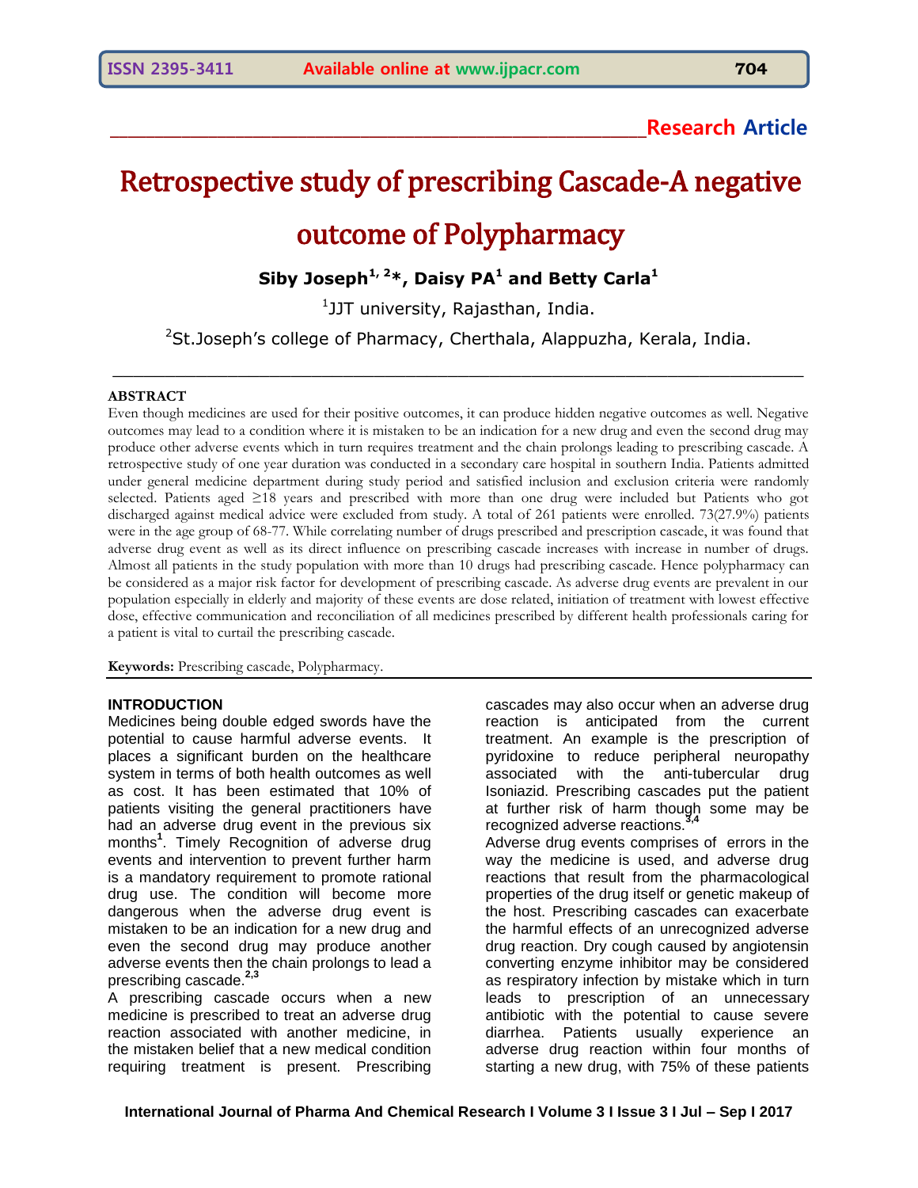Research Article

# Retrospective study of prescribing Cascade-A negative outcome of Polypharmacy

**Siby Joseph[1, 2]*, Daisy PA[1] and Betty Carla[1]**

[1]JJT university, Rajasthan, India.

[2]St.Joseph's college of Pharmacy, Cherthala, Alappuzha, Kerala, India.

## ABSTRACT

Even though medicines are used for their positive outcomes, it can produce hidden negative outcomes as well. Negative outcomes may lead to a condition where it is mistaken to be an indication for a new drug and even the second drug may produce other adverse events which in turn requires treatment and the chain prolongs leading to prescribing cascade. A retrospective study of one year duration was conducted in a secondary care hospital in southern India. Patients admitted under general medicine department during study period and satisfied inclusion and exclusion criteria were randomly selected. Patients aged ≥18 years and prescribed with more than one drug were included but Patients who got discharged against medical advice were excluded from study. A total of 261 patients were enrolled. 73(27.9%) patients were in the age group of 68-77. While correlating number of drugs prescribed and prescription cascade, it was found that adverse drug event as well as its direct influence on prescribing cascade increases with increase in number of drugs. Almost all patients in the study population with more than 10 drugs had prescribing cascade. Hence polypharmacy can be considered as a major risk factor for development of prescribing cascade. As adverse drug events are prevalent in our population especially in elderly and majority of these events are dose related, initiation of treatment with lowest effective dose, effective communication and reconciliation of all medicines prescribed by different health professionals caring for a patient is vital to curtail the prescribing cascade.

**Keywords:** Prescribing cascade, Polypharmacy.

## INTRODUCTION

Medicines being double edged swords have the potential to cause harmful adverse events. It places a significant burden on the healthcare system in terms of both health outcomes as well as cost. It has been estimated that 10% of patients visiting the general practitioners have had an adverse drug event in the previous six months[1]. Timely Recognition of adverse drug events and intervention to prevent further harm is a mandatory requirement to promote rational drug use. The condition will become more dangerous when the adverse drug event is mistaken to be an indication for a new drug and even the second drug may produce another adverse events then the chain prolongs to lead a prescribing cascade.[2,3]

A prescribing cascade occurs when a new medicine is prescribed to treat an adverse drug reaction associated with another medicine, in the mistaken belief that a new medical condition requiring treatment is present. Prescribing cascades may also occur when an adverse drug reaction is anticipated from the current treatment. An example is the prescription of pyridoxine to reduce peripheral neuropathy associated with the anti-tubercular drug Isoniazid. Prescribing cascades put the patient at further risk of harm though some may be recognized adverse reactions.[3,4]

Adverse drug events comprises of errors in the way the medicine is used, and adverse drug reactions that result from the pharmacological properties of the drug itself or genetic makeup of the host. Prescribing cascades can exacerbate the harmful effects of an unrecognized adverse drug reaction. Dry cough caused by angiotensin converting enzyme inhibitor may be considered as respiratory infection by mistake which in turn leads to prescription of an unnecessary antibiotic with the potential to cause severe diarrhea. Patients usually experience an adverse drug reaction within four months of starting a new drug, with 75% of these patients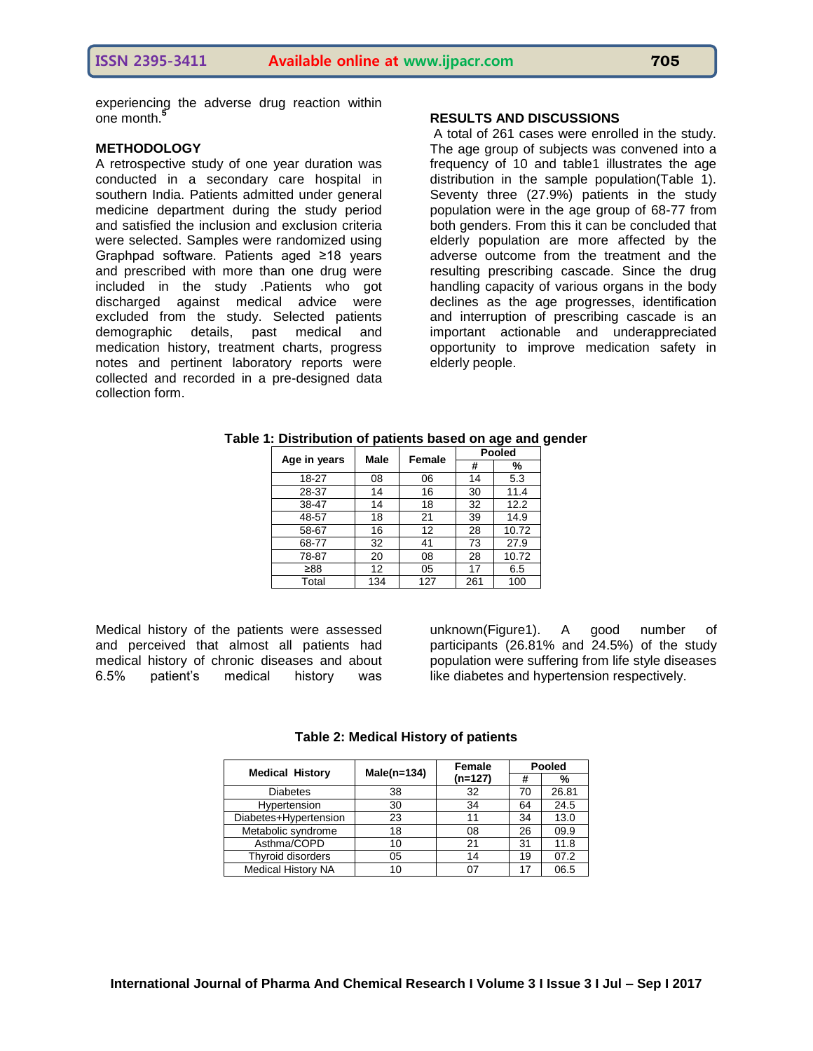experiencing the adverse drug reaction within one month.[5]

## METHODOLOGY

A retrospective study of one year duration was conducted in a secondary care hospital in southern India. Patients admitted under general medicine department during the study period and satisfied the inclusion and exclusion criteria were selected. Samples were randomized using Graphpad software. Patients aged ≥18 years and prescribed with more than one drug were included in the study .Patients who got discharged against medical advice were excluded from the study. Selected patients demographic details, past medical and medication history, treatment charts, progress notes and pertinent laboratory reports were collected and recorded in a pre-designed data collection form.

## RESULTS AND DISCUSSIONS

A total of 261 cases were enrolled in the study. The age group of subjects was convened into a frequency of 10 and table1 illustrates the age distribution in the sample population(Table 1). Seventy three (27.9%) patients in the study population were in the age group of 68-77 from both genders. From this it can be concluded that elderly population are more affected by the adverse outcome from the treatment and the resulting prescribing cascade. Since the drug handling capacity of various organs in the body declines as the age progresses, identification and interruption of prescribing cascade is an important actionable and underappreciated opportunity to improve medication safety in elderly people.

**Table 1: Distribution of patients based on age and gender**

| Age in years | Male | Female | Pooled | |
|---|---|---|---|---|
| | | | # | % |
| 18-27 | 08 | 06 | 14 | 5.3 |
| 28-37 | 14 | 16 | 30 | 11.4 |
| 38-47 | 14 | 18 | 32 | 12.2 |
| 48-57 | 18 | 21 | 39 | 14.9 |
| 58-67 | 16 | 12 | 28 | 10.72 |
| 68-77 | 32 | 41 | 73 | 27.9 |
| 78-87 | 20 | 08 | 28 | 10.72 |
| ≥88 | 12 | 05 | 17 | 6.5 |
| Total | 134 | 127 | 261 | 100 |

Medical history of the patients were assessed and perceived that almost all patients had medical history of chronic diseases and about 6.5% patient's medical history was unknown(Figure1). A good number of participants (26.81% and 24.5%) of the study population were suffering from life style diseases like diabetes and hypertension respectively.

**Table 2: Medical History of patients**

| Medical History | Male(n=134) | Female (n=127) | Pooled | |
|---|---|---|---|---|
| | | | # | % |
| Diabetes | 38 | 32 | 70 | 26.81 |
| Hypertension | 30 | 34 | 64 | 24.5 |
| Diabetes+Hypertension | 23 | 11 | 34 | 13.0 |
| Metabolic syndrome | 18 | 08 | 26 | 09.9 |
| Asthma/COPD | 10 | 21 | 31 | 11.8 |
| Thyroid disorders | 05 | 14 | 19 | 07.2 |
| Medical History NA | 10 | 07 | 17 | 06.5 |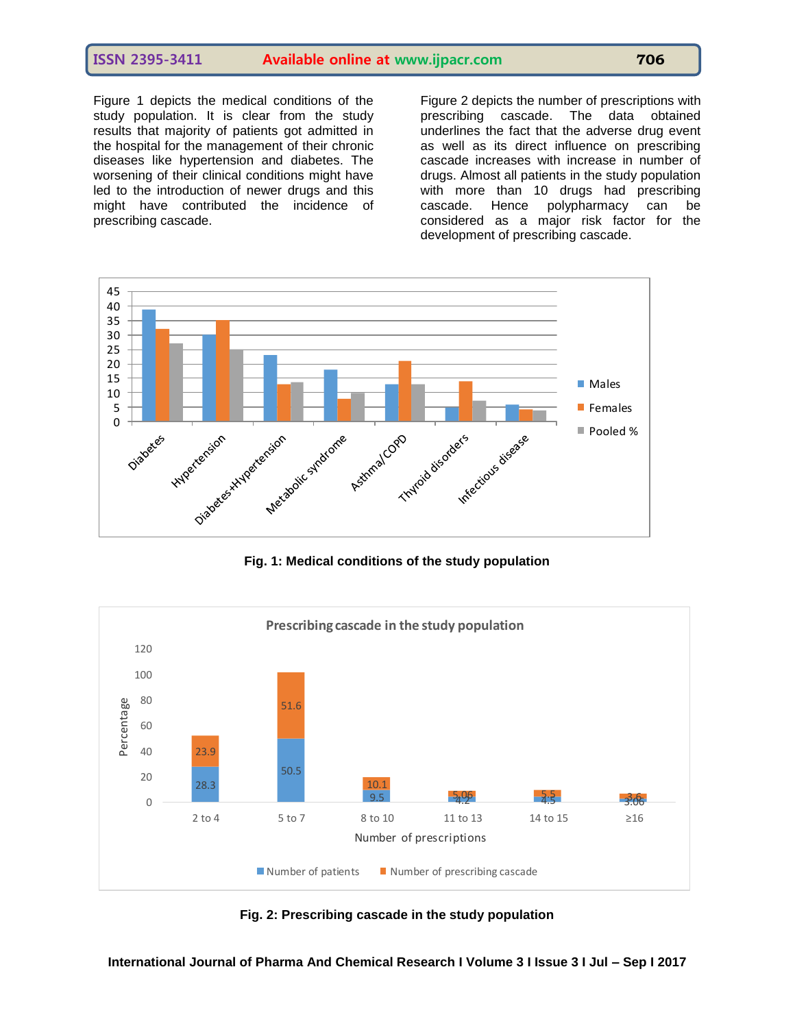Figure 1 depicts the medical conditions of the study population. It is clear from the study results that majority of patients got admitted in the hospital for the management of their chronic diseases like hypertension and diabetes. The worsening of their clinical conditions might have led to the introduction of newer drugs and this might have contributed the incidence of prescribing cascade.

Figure 2 depicts the number of prescriptions with prescribing cascade. The data obtained underlines the fact that the adverse drug event as well as its direct influence on prescribing cascade increases with increase in number of drugs. Almost all patients in the study population with more than 10 drugs had prescribing cascade. Hence polypharmacy can be considered as a major risk factor for the development of prescribing cascade.

**Fig. 1: Medical conditions of the study population**

**Fig. 2: Prescribing cascade in the study population**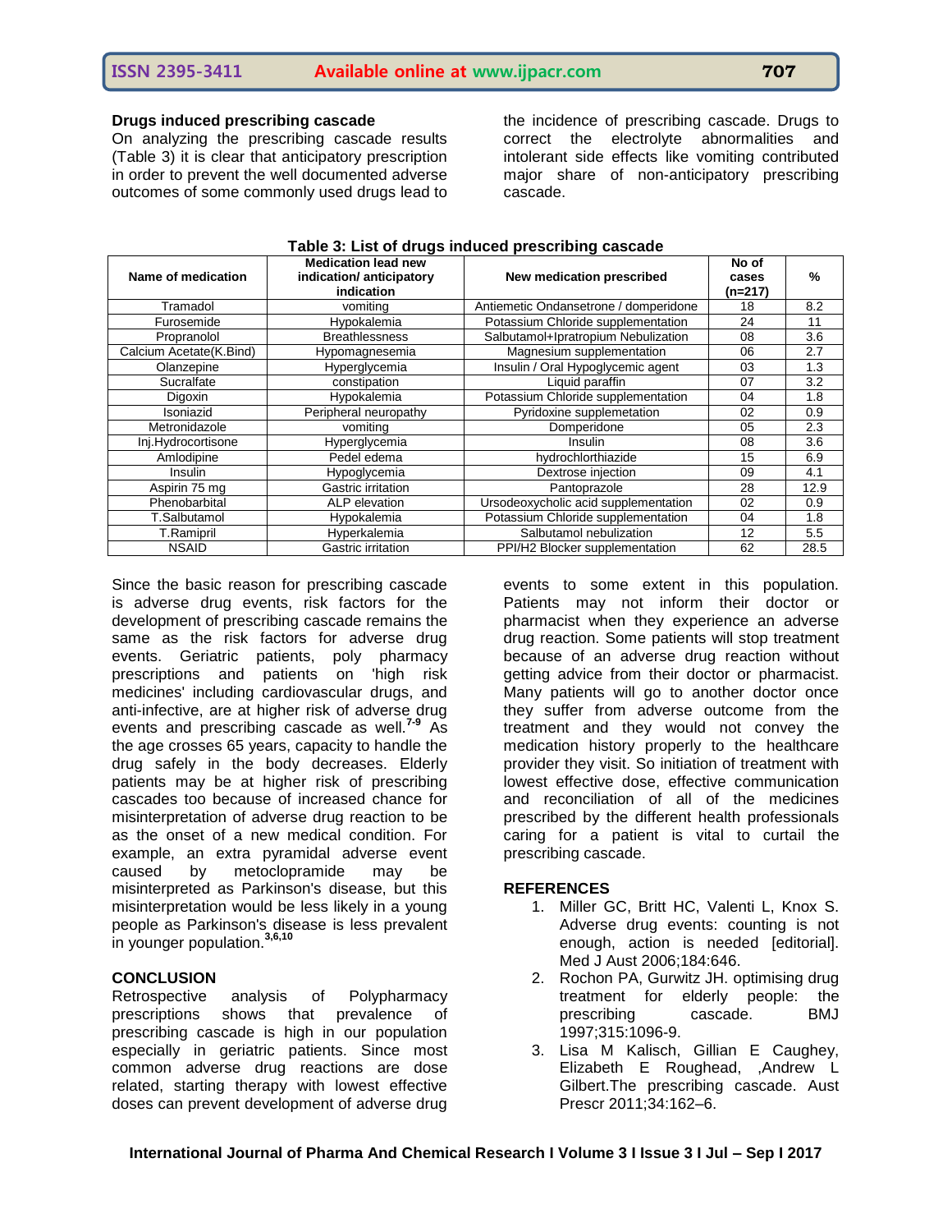**Drugs induced prescribing cascade**

On analyzing the prescribing cascade results (Table 3) it is clear that anticipatory prescription in order to prevent the well documented adverse outcomes of some commonly used drugs lead to the incidence of prescribing cascade. Drugs to correct the electrolyte abnormalities and intolerant side effects like vomiting contributed major share of non-anticipatory prescribing cascade.

**Table 3: List of drugs induced prescribing cascade**

| Name of medication | Medication lead new indication/ anticipatory indication | New medication prescribed | No of cases (n=217) | % |
|---|---|---|---|---|
| Tramadol | vomiting | Antiemetic Ondansetrone / domperidone | 18 | 8.2 |
| Furosemide | Hypokalemia | Potassium Chloride supplementation | 24 | 11 |
| Propranolol | Breathlessness | Salbutamol+Ipratropium Nebulization | 08 | 3.6 |
| Calcium Acetate(K.Bind) | Hypomagnesemia | Magnesium supplementation | 06 | 2.7 |
| Olanzepine | Hyperglycemia | Insulin / Oral Hypoglycemic agent | 03 | 1.3 |
| Sucralfate | constipation | Liquid paraffin | 07 | 3.2 |
| Digoxin | Hypokalemia | Potassium Chloride supplementation | 04 | 1.8 |
| Isoniazid | Peripheral neuropathy | Pyridoxine supplemetation | 02 | 0.9 |
| Metronidazole | vomiting | Domperidone | 05 | 2.3 |
| Inj.Hydrocortisone | Hyperglycemia | Insulin | 08 | 3.6 |
| Amlodipine | Pedel edema | hydrochlorthiazide | 15 | 6.9 |
| Insulin | Hypoglycemia | Dextrose injection | 09 | 4.1 |
| Aspirin 75 mg | Gastric irritation | Pantoprazole | 28 | 12.9 |
| Phenobarbital | ALP elevation | Ursodeoxycholic acid supplementation | 02 | 0.9 |
| T.Salbutamol | Hypokalemia | Potassium Chloride supplementation | 04 | 1.8 |
| T.Ramipril | Hyperkalemia | Salbutamol nebulization | 12 | 5.5 |
| NSAID | Gastric irritation | PPI/H2 Blocker supplementation | 62 | 28.5 |

Since the basic reason for prescribing cascade is adverse drug events, risk factors for the development of prescribing cascade remains the same as the risk factors for adverse drug events. Geriatric patients, poly pharmacy prescriptions and patients on 'high risk medicines' including cardiovascular drugs, and anti-infective, are at higher risk of adverse drug events and prescribing cascade as well.[7-9] As the age crosses 65 years, capacity to handle the drug safely in the body decreases. Elderly patients may be at higher risk of prescribing cascades too because of increased chance for misinterpretation of adverse drug reaction to be as the onset of a new medical condition. For example, an extra pyramidal adverse event caused by metoclopramide may be misinterpreted as Parkinson's disease, but this misinterpretation would be less likely in a young people as Parkinson's disease is less prevalent in younger population.[3,6,10]

## CONCLUSION

Retrospective analysis of Polypharmacy prescriptions shows that prevalence of prescribing cascade is high in our population especially in geriatric patients. Since most common adverse drug reactions are dose related, starting therapy with lowest effective doses can prevent development of adverse drug events to some extent in this population. Patients may not inform their doctor or pharmacist when they experience an adverse drug reaction. Some patients will stop treatment because of an adverse drug reaction without getting advice from their doctor or pharmacist. Many patients will go to another doctor once they suffer from adverse outcome from the treatment and they would not convey the medication history properly to the healthcare provider they visit. So initiation of treatment with lowest effective dose, effective communication and reconciliation of all of the medicines prescribed by the different health professionals caring for a patient is vital to curtail the prescribing cascade.

## REFERENCES

1. Miller GC, Britt HC, Valenti L, Knox S. Adverse drug events: counting is not enough, action is needed [editorial]. Med J Aust 2006;184:646.
2. Rochon PA, Gurwitz JH. optimising drug treatment for elderly people: the prescribing cascade. BMJ 1997;315:1096-9.
3. Lisa M Kalisch, Gillian E Caughey, Elizabeth E Roughead, ,Andrew L Gilbert.The prescribing cascade. Aust Prescr 2011;34:162–6.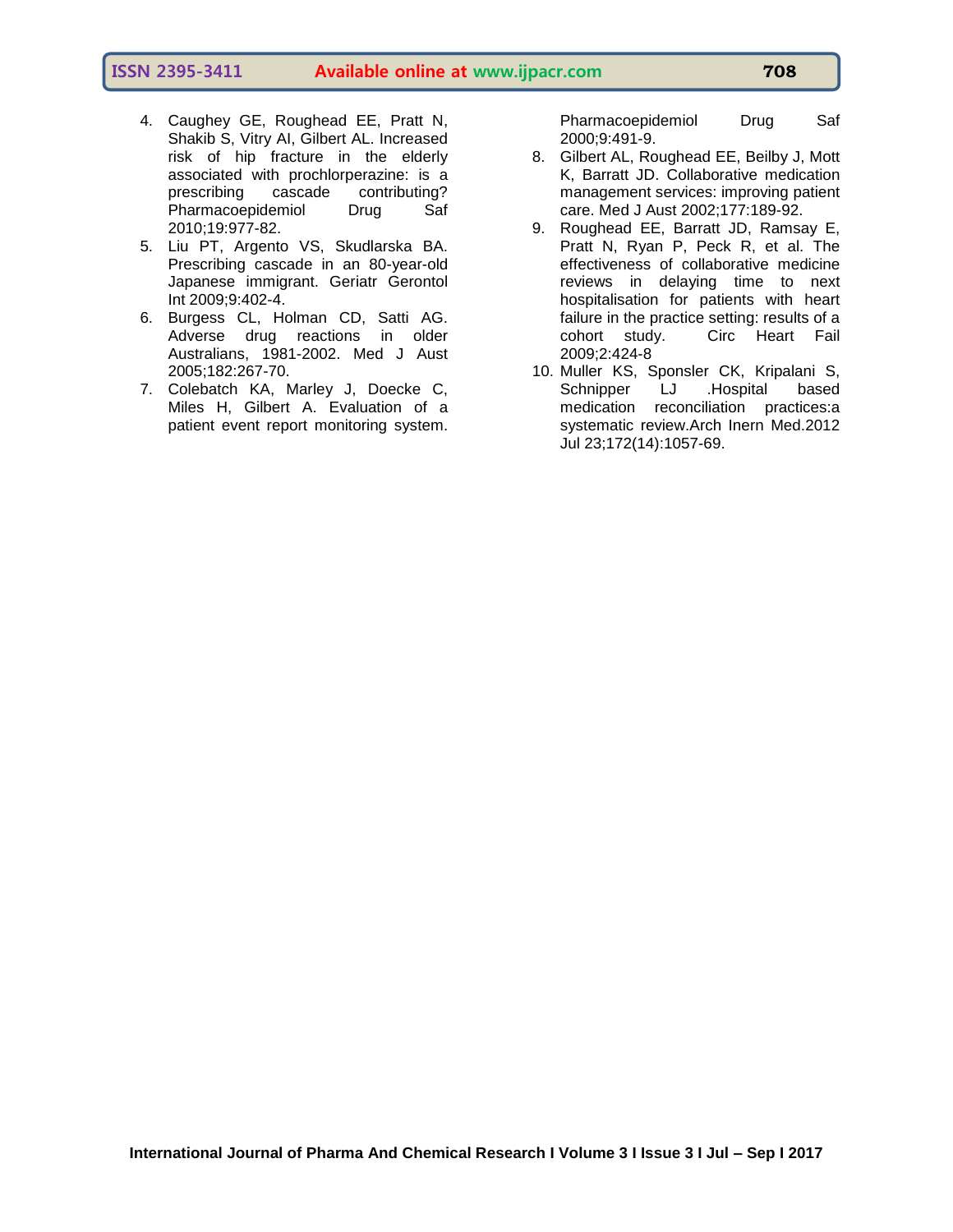4. Caughey GE, Roughead EE, Pratt N, Shakib S, Vitry AI, Gilbert AL. Increased risk of hip fracture in the elderly associated with prochlorperazine: is a prescribing cascade contributing? Pharmacoepidemiol Drug Saf 2010;19:977-82.
5. Liu PT, Argento VS, Skudlarska BA. Prescribing cascade in an 80-year-old Japanese immigrant. Geriatr Gerontol Int 2009;9:402-4.
6. Burgess CL, Holman CD, Satti AG. Adverse drug reactions in older Australians, 1981-2002. Med J Aust 2005;182:267-70.
7. Colebatch KA, Marley J, Doecke C, Miles H, Gilbert A. Evaluation of a patient event report monitoring system. Pharmacoepidemiol Drug Saf 2000;9:491-9.
8. Gilbert AL, Roughead EE, Beilby J, Mott K, Barratt JD. Collaborative medication management services: improving patient care. Med J Aust 2002;177:189-92.
9. Roughead EE, Barratt JD, Ramsay E, Pratt N, Ryan P, Peck R, et al. The effectiveness of collaborative medicine reviews in delaying time to next hospitalisation for patients with heart failure in the practice setting: results of a cohort study. Circ Heart Fail 2009;2:424-8
10. Muller KS, Sponsler CK, Kripalani S, Schnipper LJ .Hospital based medication reconciliation practices:a systematic review.Arch Inern Med.2012 Jul 23;172(14):1057-69.